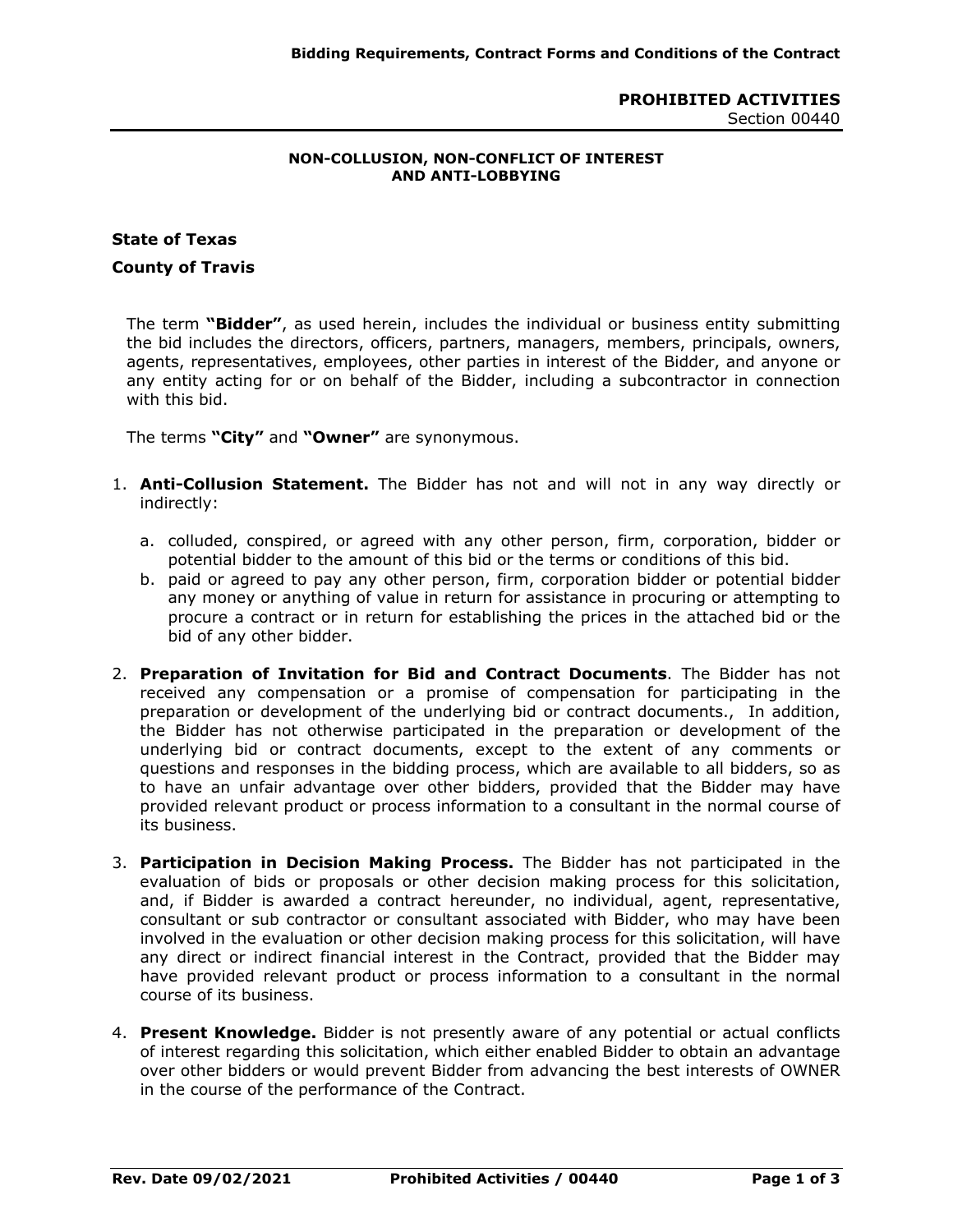# PROHIBITED ACTIVITIES

Section 00440

**NON-COLLUSION, NON-CONFLICT OF INTEREST AND ANTI-LOBBYING**

**State of Texas**

**County of Travis**

The term **"Bidder"**, as used herein, includes the individual or business entity submitting the bid includes the directors, officers, partners, managers, members, principals, owners, agents, representatives, employees, other parties in interest of the Bidder, and anyone or any entity acting for or on behalf of the Bidder, including a subcontractor in connection with this bid.

The terms **"City"** and **"Owner"** are synonymous.

1. **Anti-Collusion Statement.** The Bidder has not and will not in any way directly or indirectly:

   a. colluded, conspired, or agreed with any other person, firm, corporation, bidder or potential bidder to the amount of this bid or the terms or conditions of this bid.

   b. paid or agreed to pay any other person, firm, corporation bidder or potential bidder any money or anything of value in return for assistance in procuring or attempting to procure a contract or in return for establishing the prices in the attached bid or the bid of any other bidder.

2. **Preparation of Invitation for Bid and Contract Documents**. The Bidder has not received any compensation or a promise of compensation for participating in the preparation or development of the underlying bid or contract documents., In addition, the Bidder has not otherwise participated in the preparation or development of the underlying bid or contract documents, except to the extent of any comments or questions and responses in the bidding process, which are available to all bidders, so as to have an unfair advantage over other bidders, provided that the Bidder may have provided relevant product or process information to a consultant in the normal course of its business.

3. **Participation in Decision Making Process.** The Bidder has not participated in the evaluation of bids or proposals or other decision making process for this solicitation, and, if Bidder is awarded a contract hereunder, no individual, agent, representative, consultant or sub contractor or consultant associated with Bidder, who may have been involved in the evaluation or other decision making process for this solicitation, will have any direct or indirect financial interest in the Contract, provided that the Bidder may have provided relevant product or process information to a consultant in the normal course of its business.

4. **Present Knowledge.** Bidder is not presently aware of any potential or actual conflicts of interest regarding this solicitation, which either enabled Bidder to obtain an advantage over other bidders or would prevent Bidder from advancing the best interests of OWNER in the course of the performance of the Contract.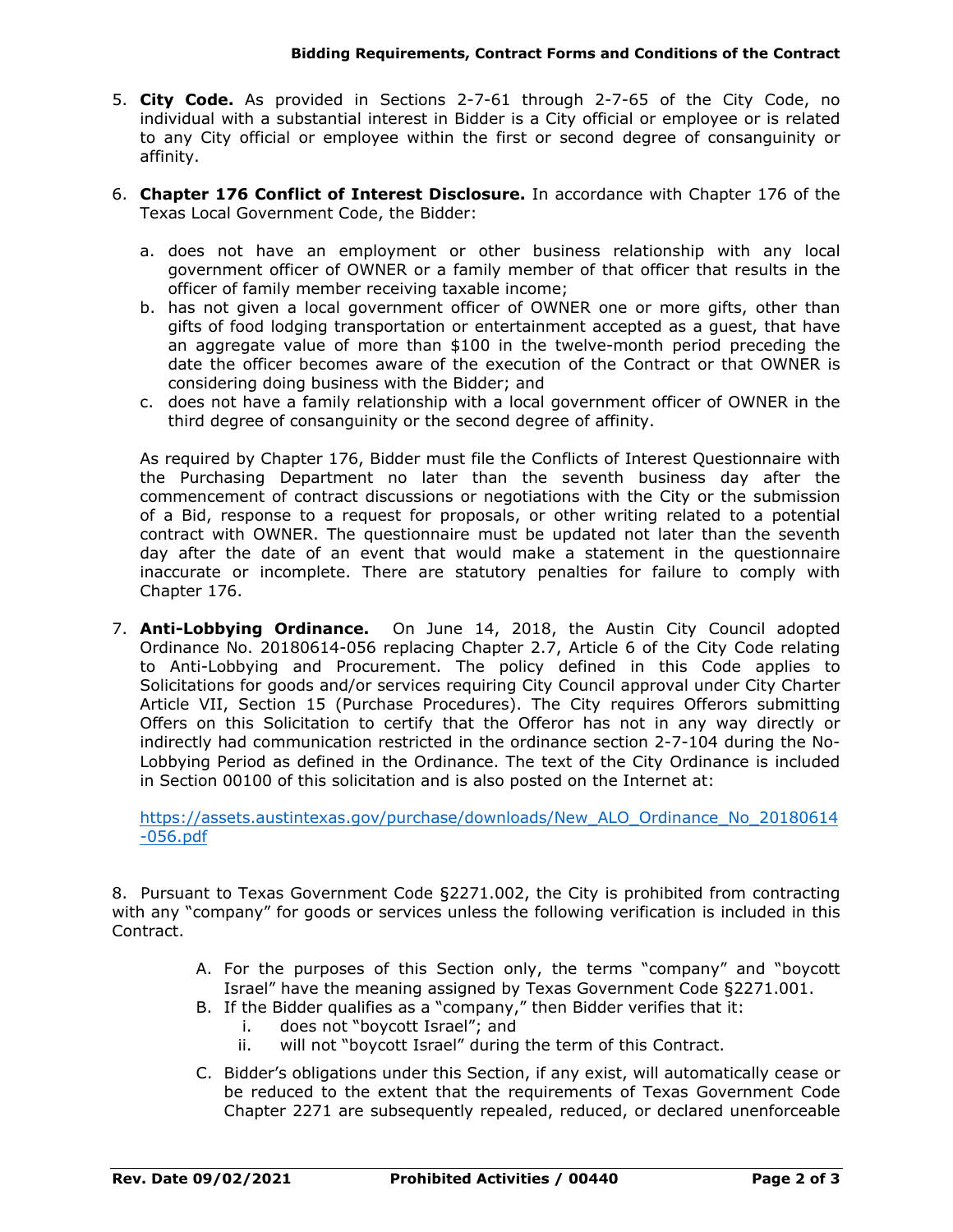5. **City Code.** As provided in Sections 2-7-61 through 2-7-65 of the City Code, no individual with a substantial interest in Bidder is a City official or employee or is related to any City official or employee within the first or second degree of consanguinity or affinity.

6. **Chapter 176 Conflict of Interest Disclosure.** In accordance with Chapter 176 of the Texas Local Government Code, the Bidder:

   a. does not have an employment or other business relationship with any local government officer of OWNER or a family member of that officer that results in the officer of family member receiving taxable income;
   b. has not given a local government officer of OWNER one or more gifts, other than gifts of food lodging transportation or entertainment accepted as a guest, that have an aggregate value of more than $100 in the twelve-month period preceding the date the officer becomes aware of the execution of the Contract or that OWNER is considering doing business with the Bidder; and
   c. does not have a family relationship with a local government officer of OWNER in the third degree of consanguinity or the second degree of affinity.

   As required by Chapter 176, Bidder must file the Conflicts of Interest Questionnaire with the Purchasing Department no later than the seventh business day after the commencement of contract discussions or negotiations with the City or the submission of a Bid, response to a request for proposals, or other writing related to a potential contract with OWNER. The questionnaire must be updated not later than the seventh day after the date of an event that would make a statement in the questionnaire inaccurate or incomplete. There are statutory penalties for failure to comply with Chapter 176.

7. **Anti-Lobbying Ordinance.** On June 14, 2018, the Austin City Council adopted Ordinance No. 20180614-056 replacing Chapter 2.7, Article 6 of the City Code relating to Anti-Lobbying and Procurement. The policy defined in this Code applies to Solicitations for goods and/or services requiring City Council approval under City Charter Article VII, Section 15 (Purchase Procedures). The City requires Offerors submitting Offers on this Solicitation to certify that the Offeror has not in any way directly or indirectly had communication restricted in the ordinance section 2-7-104 during the No-Lobbying Period as defined in the Ordinance. The text of the City Ordinance is included in Section 00100 of this solicitation and is also posted on the Internet at:

   https://assets.austintexas.gov/purchase/downloads/New_ALO_Ordinance_No_20180614-056.pdf

8. Pursuant to Texas Government Code §2271.002, the City is prohibited from contracting with any "company" for goods or services unless the following verification is included in this Contract.

   A. For the purposes of this Section only, the terms "company" and "boycott Israel" have the meaning assigned by Texas Government Code §2271.001.
   B. If the Bidder qualifies as a "company," then Bidder verifies that it:
      i. does not "boycott Israel"; and
      ii. will not "boycott Israel" during the term of this Contract.
   C. Bidder's obligations under this Section, if any exist, will automatically cease or be reduced to the extent that the requirements of Texas Government Code Chapter 2271 are subsequently repealed, reduced, or declared unenforceable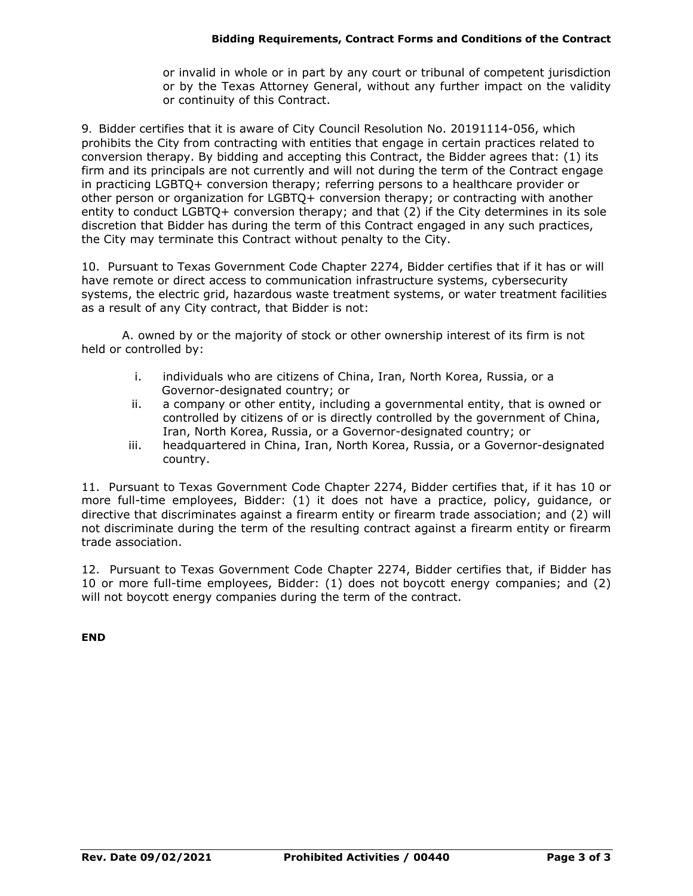or invalid in whole or in part by any court or tribunal of competent jurisdiction or by the Texas Attorney General, without any further impact on the validity or continuity of this Contract.

9. Bidder certifies that it is aware of City Council Resolution No. 20191114-056, which prohibits the City from contracting with entities that engage in certain practices related to conversion therapy. By bidding and accepting this Contract, the Bidder agrees that: (1) its firm and its principals are not currently and will not during the term of the Contract engage in practicing LGBTQ+ conversion therapy; referring persons to a healthcare provider or other person or organization for LGBTQ+ conversion therapy; or contracting with another entity to conduct LGBTQ+ conversion therapy; and that (2) if the City determines in its sole discretion that Bidder has during the term of this Contract engaged in any such practices, the City may terminate this Contract without penalty to the City.

10. Pursuant to Texas Government Code Chapter 2274, Bidder certifies that if it has or will have remote or direct access to communication infrastructure systems, cybersecurity systems, the electric grid, hazardous waste treatment systems, or water treatment facilities as a result of any City contract, that Bidder is not:

A. owned by or the majority of stock or other ownership interest of its firm is not held or controlled by:

i. individuals who are citizens of China, Iran, North Korea, Russia, or a Governor-designated country; or

ii. a company or other entity, including a governmental entity, that is owned or controlled by citizens of or is directly controlled by the government of China, Iran, North Korea, Russia, or a Governor-designated country; or

iii. headquartered in China, Iran, North Korea, Russia, or a Governor-designated country.

11. Pursuant to Texas Government Code Chapter 2274, Bidder certifies that, if it has 10 or more full-time employees, Bidder: (1) it does not have a practice, policy, guidance, or directive that discriminates against a firearm entity or firearm trade association; and (2) will not discriminate during the term of the resulting contract against a firearm entity or firearm trade association.

12. Pursuant to Texas Government Code Chapter 2274, Bidder certifies that, if Bidder has 10 or more full-time employees, Bidder: (1) does not boycott energy companies; and (2) will not boycott energy companies during the term of the contract.

**END**